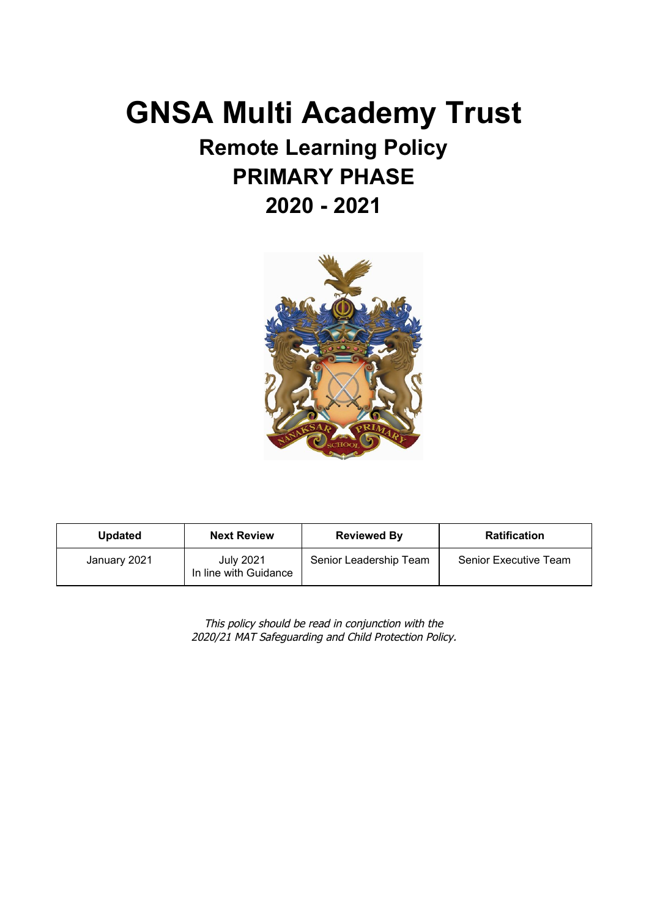# GNSA Multi Academy Trust

## Remote Learning Policy

## PRIMARY PHASE

## 2020 - 2021

| Updated | Next Review | Reviewed By | Ratification |
|---|---|---|---|
| January 2021 | July 2021 In line with Guidance | Senior Leadership Team | Senior Executive Team |

*This policy should be read in conjunction with the 2020/21 MAT Safeguarding and Child Protection Policy.*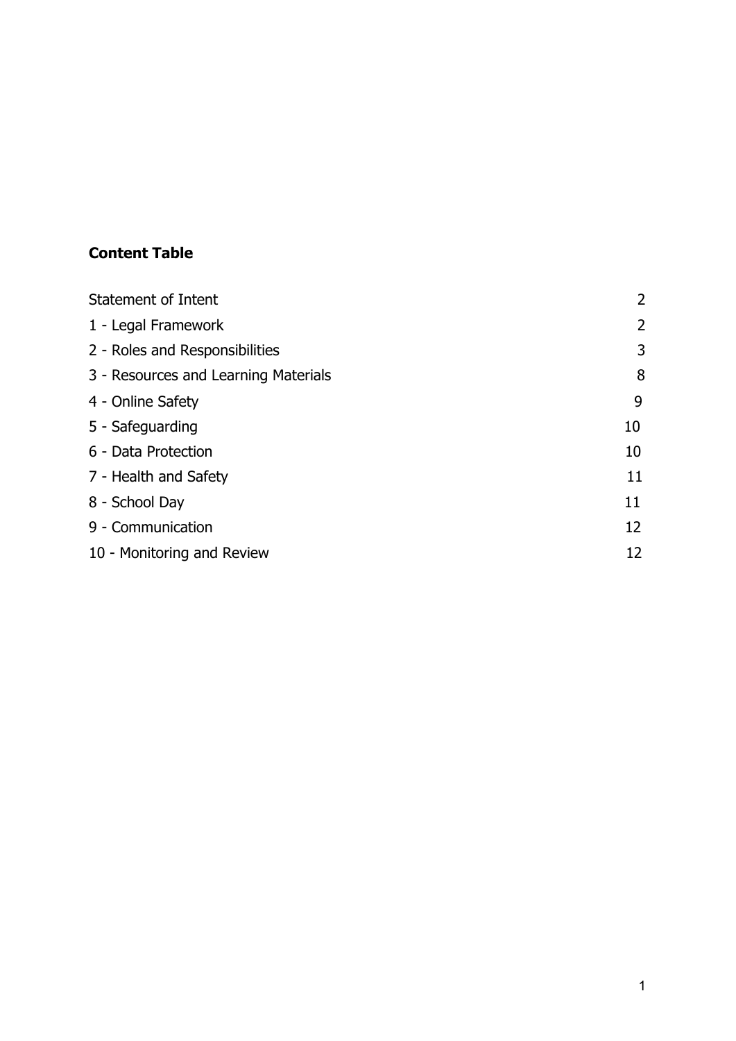**Content Table**

| | |
|---|---|
| Statement of Intent | 2 |
| 1 - Legal Framework | 2 |
| 2 - Roles and Responsibilities | 3 |
| 3 - Resources and Learning Materials | 8 |
| 4 - Online Safety | 9 |
| 5 - Safeguarding | 10 |
| 6 - Data Protection | 10 |
| 7 - Health and Safety | 11 |
| 8 - School Day | 11 |
| 9 - Communication | 12 |
| 10 - Monitoring and Review | 12 |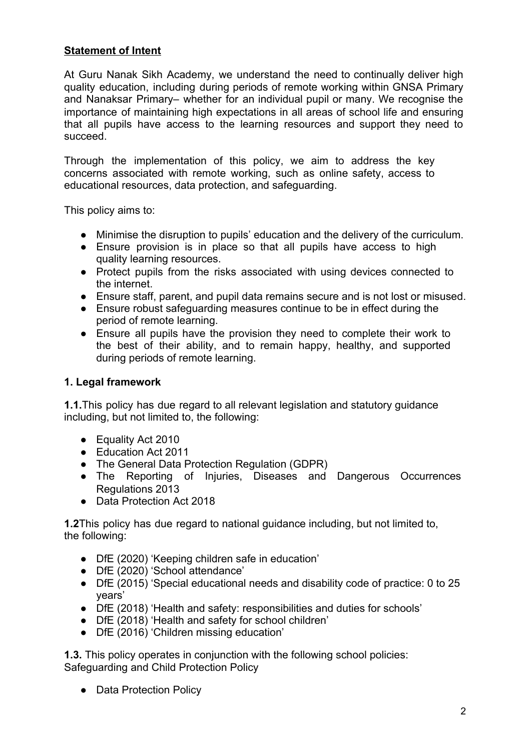**Statement of Intent**

At Guru Nanak Sikh Academy, we understand the need to continually deliver high quality education, including during periods of remote working within GNSA Primary and Nanaksar Primary– whether for an individual pupil or many. We recognise the importance of maintaining high expectations in all areas of school life and ensuring that all pupils have access to the learning resources and support they need to succeed.

Through the implementation of this policy, we aim to address the key concerns associated with remote working, such as online safety, access to educational resources, data protection, and safeguarding.

This policy aims to:

- Minimise the disruption to pupils' education and the delivery of the curriculum.
- Ensure provision is in place so that all pupils have access to high quality learning resources.
- Protect pupils from the risks associated with using devices connected to the internet.
- Ensure staff, parent, and pupil data remains secure and is not lost or misused.
- Ensure robust safeguarding measures continue to be in effect during the period of remote learning.
- Ensure all pupils have the provision they need to complete their work to the best of their ability, and to remain happy, healthy, and supported during periods of remote learning.

## 1. Legal framework

**1.1.** This policy has due regard to all relevant legislation and statutory guidance including, but not limited to, the following:

- Equality Act 2010
- Education Act 2011
- The General Data Protection Regulation (GDPR)
- The Reporting of Injuries, Diseases and Dangerous Occurrences Regulations 2013
- Data Protection Act 2018

**1.2** This policy has due regard to national guidance including, but not limited to, the following:

- DfE (2020) 'Keeping children safe in education'
- DfE (2020) 'School attendance'
- DfE (2015) 'Special educational needs and disability code of practice: 0 to 25 years'
- DfE (2018) 'Health and safety: responsibilities and duties for schools'
- DfE (2018) 'Health and safety for school children'
- DfE (2016) 'Children missing education'

**1.3.** This policy operates in conjunction with the following school policies: Safeguarding and Child Protection Policy

- Data Protection Policy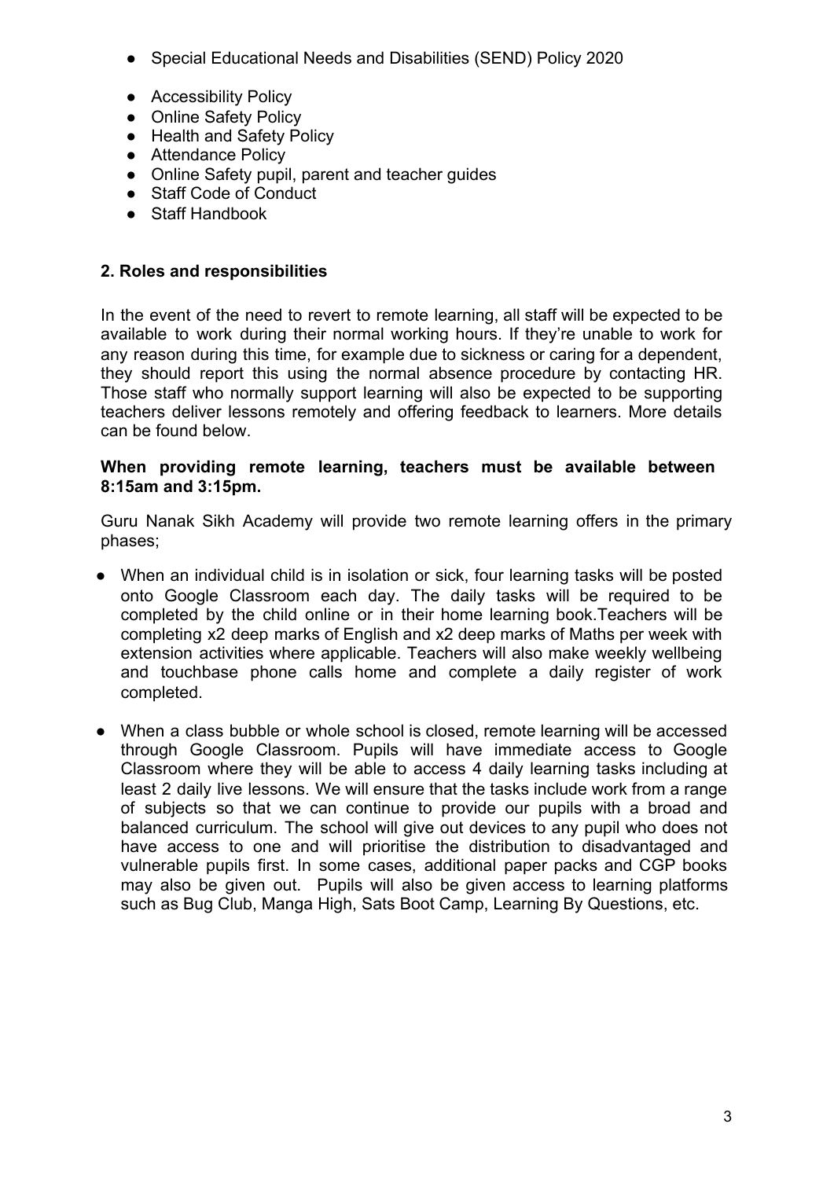- Special Educational Needs and Disabilities (SEND) Policy 2020
- Accessibility Policy
- Online Safety Policy
- Health and Safety Policy
- Attendance Policy
- Online Safety pupil, parent and teacher guides
- Staff Code of Conduct
- Staff Handbook

## 2. Roles and responsibilities

In the event of the need to revert to remote learning, all staff will be expected to be available to work during their normal working hours. If they're unable to work for any reason during this time, for example due to sickness or caring for a dependent, they should report this using the normal absence procedure by contacting HR. Those staff who normally support learning will also be expected to be supporting teachers deliver lessons remotely and offering feedback to learners. More details can be found below.

**When providing remote learning, teachers must be available between 8:15am and 3:15pm.**

Guru Nanak Sikh Academy will provide two remote learning offers in the primary phases;

- When an individual child is in isolation or sick, four learning tasks will be posted onto Google Classroom each day. The daily tasks will be required to be completed by the child online or in their home learning book.Teachers will be completing x2 deep marks of English and x2 deep marks of Maths per week with extension activities where applicable. Teachers will also make weekly wellbeing and touchbase phone calls home and complete a daily register of work completed.
- When a class bubble or whole school is closed, remote learning will be accessed through Google Classroom. Pupils will have immediate access to Google Classroom where they will be able to access 4 daily learning tasks including at least 2 daily live lessons. We will ensure that the tasks include work from a range of subjects so that we can continue to provide our pupils with a broad and balanced curriculum. The school will give out devices to any pupil who does not have access to one and will prioritise the distribution to disadvantaged and vulnerable pupils first. In some cases, additional paper packs and CGP books may also be given out. Pupils will also be given access to learning platforms such as Bug Club, Manga High, Sats Boot Camp, Learning By Questions, etc.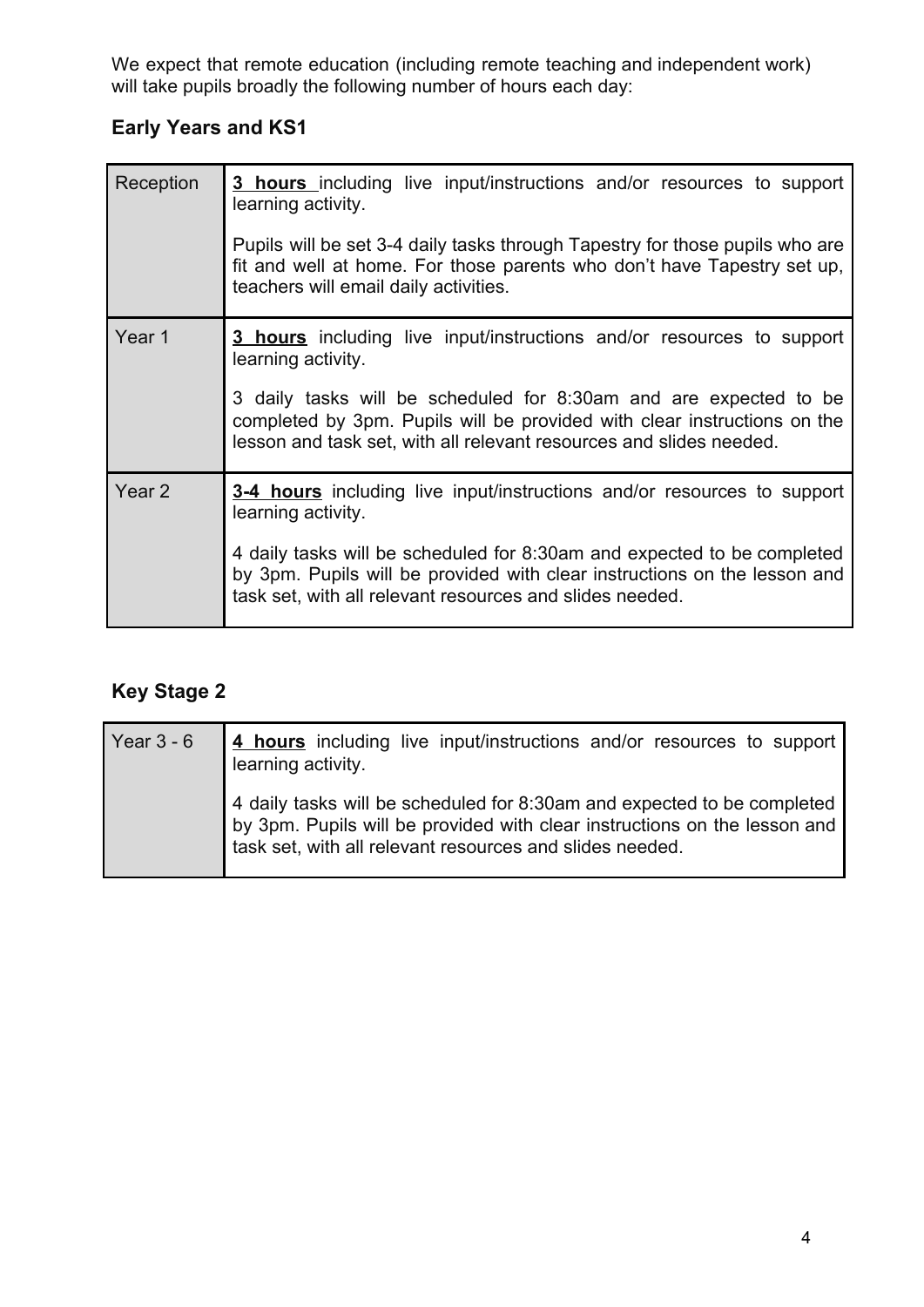We expect that remote education (including remote teaching and independent work) will take pupils broadly the following number of hours each day:

## Early Years and KS1

| | |
|---|---|
| Reception | **3 hours** including live input/instructions and/or resources to support learning activity.<br><br>Pupils will be set 3-4 daily tasks through Tapestry for those pupils who are fit and well at home. For those parents who don't have Tapestry set up, teachers will email daily activities. |
| Year 1 | **3 hours** including live input/instructions and/or resources to support learning activity.<br><br>3 daily tasks will be scheduled for 8:30am and are expected to be completed by 3pm. Pupils will be provided with clear instructions on the lesson and task set, with all relevant resources and slides needed. |
| Year 2 | **3-4 hours** including live input/instructions and/or resources to support learning activity.<br><br>4 daily tasks will be scheduled for 8:30am and expected to be completed by 3pm. Pupils will be provided with clear instructions on the lesson and task set, with all relevant resources and slides needed. |

## Key Stage 2

| | |
|---|---|
| Year 3 - 6 | **4 hours** including live input/instructions and/or resources to support learning activity.<br><br>4 daily tasks will be scheduled for 8:30am and expected to be completed by 3pm. Pupils will be provided with clear instructions on the lesson and task set, with all relevant resources and slides needed. |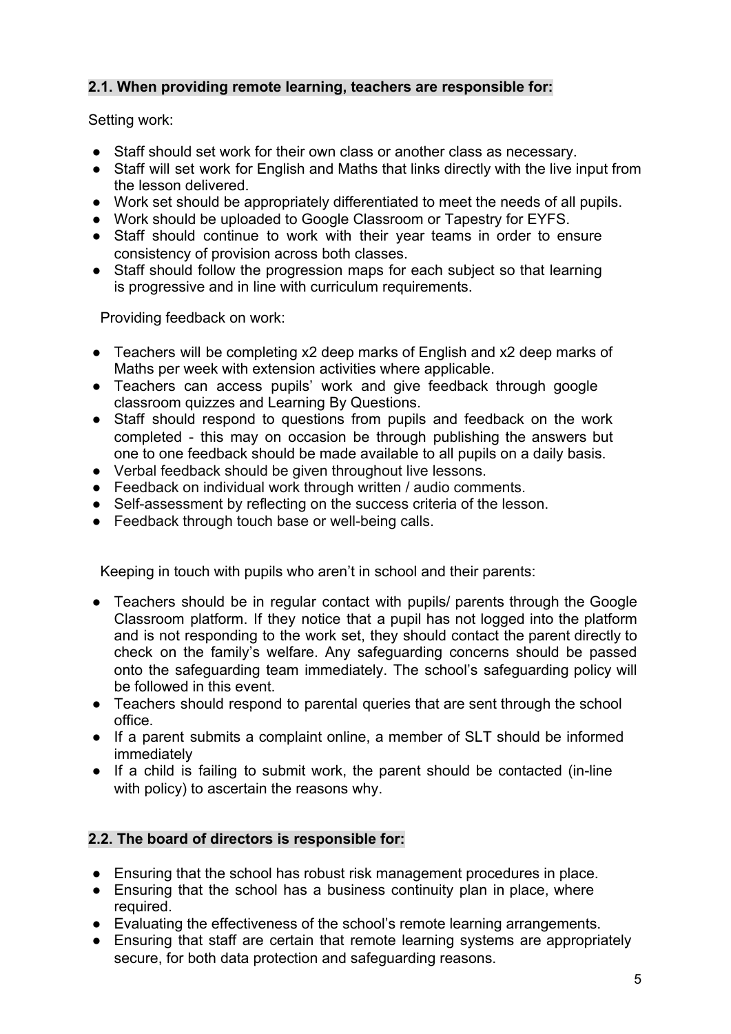### **2.1. When providing remote learning, teachers are responsible for:**

Setting work:

- Staff should set work for their own class or another class as necessary.
- Staff will set work for English and Maths that links directly with the live input from the lesson delivered.
- Work set should be appropriately differentiated to meet the needs of all pupils.
- Work should be uploaded to Google Classroom or Tapestry for EYFS.
- Staff should continue to work with their year teams in order to ensure consistency of provision across both classes.
- Staff should follow the progression maps for each subject so that learning is progressive and in line with curriculum requirements.

Providing feedback on work:

- Teachers will be completing x2 deep marks of English and x2 deep marks of Maths per week with extension activities where applicable.
- Teachers can access pupils' work and give feedback through google classroom quizzes and Learning By Questions.
- Staff should respond to questions from pupils and feedback on the work completed - this may on occasion be through publishing the answers but one to one feedback should be made available to all pupils on a daily basis.
- Verbal feedback should be given throughout live lessons.
- Feedback on individual work through written / audio comments.
- Self-assessment by reflecting on the success criteria of the lesson.
- Feedback through touch base or well-being calls.

Keeping in touch with pupils who aren't in school and their parents:

- Teachers should be in regular contact with pupils/ parents through the Google Classroom platform. If they notice that a pupil has not logged into the platform and is not responding to the work set, they should contact the parent directly to check on the family's welfare. Any safeguarding concerns should be passed onto the safeguarding team immediately. The school's safeguarding policy will be followed in this event.
- Teachers should respond to parental queries that are sent through the school office.
- If a parent submits a complaint online, a member of SLT should be informed immediately
- If a child is failing to submit work, the parent should be contacted (in-line with policy) to ascertain the reasons why.

### **2.2. The board of directors is responsible for:**

- Ensuring that the school has robust risk management procedures in place.
- Ensuring that the school has a business continuity plan in place, where required.
- Evaluating the effectiveness of the school's remote learning arrangements.
- Ensuring that staff are certain that remote learning systems are appropriately secure, for both data protection and safeguarding reasons.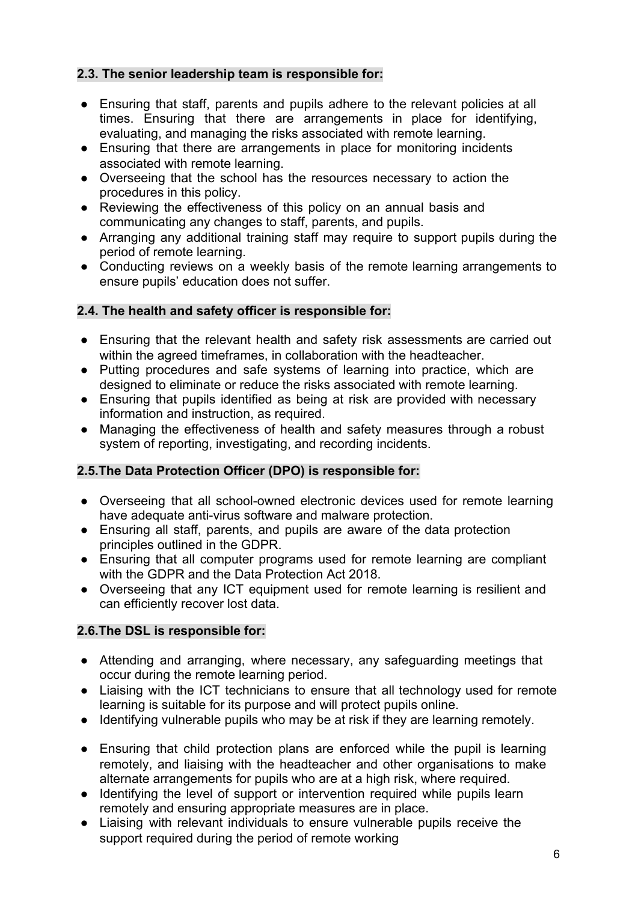**2.3. The senior leadership team is responsible for:**

- Ensuring that staff, parents and pupils adhere to the relevant policies at all times. Ensuring that there are arrangements in place for identifying, evaluating, and managing the risks associated with remote learning.
- Ensuring that there are arrangements in place for monitoring incidents associated with remote learning.
- Overseeing that the school has the resources necessary to action the procedures in this policy.
- Reviewing the effectiveness of this policy on an annual basis and communicating any changes to staff, parents, and pupils.
- Arranging any additional training staff may require to support pupils during the period of remote learning.
- Conducting reviews on a weekly basis of the remote learning arrangements to ensure pupils' education does not suffer.

**2.4. The health and safety officer is responsible for:**

- Ensuring that the relevant health and safety risk assessments are carried out within the agreed timeframes, in collaboration with the headteacher.
- Putting procedures and safe systems of learning into practice, which are designed to eliminate or reduce the risks associated with remote learning.
- Ensuring that pupils identified as being at risk are provided with necessary information and instruction, as required.
- Managing the effectiveness of health and safety measures through a robust system of reporting, investigating, and recording incidents.

**2.5.The Data Protection Officer (DPO) is responsible for:**

- Overseeing that all school-owned electronic devices used for remote learning have adequate anti-virus software and malware protection.
- Ensuring all staff, parents, and pupils are aware of the data protection principles outlined in the GDPR.
- Ensuring that all computer programs used for remote learning are compliant with the GDPR and the Data Protection Act 2018.
- Overseeing that any ICT equipment used for remote learning is resilient and can efficiently recover lost data.

**2.6.The DSL is responsible for:**

- Attending and arranging, where necessary, any safeguarding meetings that occur during the remote learning period.
- Liaising with the ICT technicians to ensure that all technology used for remote learning is suitable for its purpose and will protect pupils online.
- Identifying vulnerable pupils who may be at risk if they are learning remotely.
- Ensuring that child protection plans are enforced while the pupil is learning remotely, and liaising with the headteacher and other organisations to make alternate arrangements for pupils who are at a high risk, where required.
- Identifying the level of support or intervention required while pupils learn remotely and ensuring appropriate measures are in place.
- Liaising with relevant individuals to ensure vulnerable pupils receive the support required during the period of remote working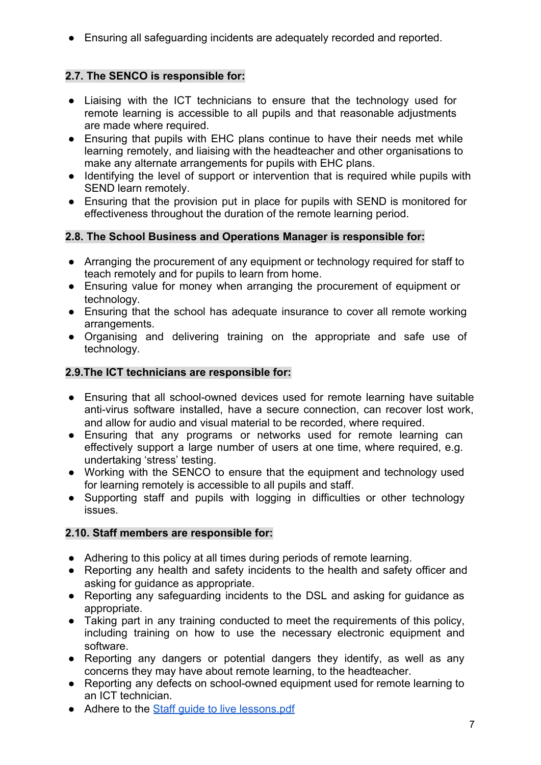- Ensuring all safeguarding incidents are adequately recorded and reported.

### 2.7. The SENCO is responsible for:

- Liaising with the ICT technicians to ensure that the technology used for remote learning is accessible to all pupils and that reasonable adjustments are made where required.
- Ensuring that pupils with EHC plans continue to have their needs met while learning remotely, and liaising with the headteacher and other organisations to make any alternate arrangements for pupils with EHC plans.
- Identifying the level of support or intervention that is required while pupils with SEND learn remotely.
- Ensuring that the provision put in place for pupils with SEND is monitored for effectiveness throughout the duration of the remote learning period.

### 2.8. The School Business and Operations Manager is responsible for:

- Arranging the procurement of any equipment or technology required for staff to teach remotely and for pupils to learn from home.
- Ensuring value for money when arranging the procurement of equipment or technology.
- Ensuring that the school has adequate insurance to cover all remote working arrangements.
- Organising and delivering training on the appropriate and safe use of technology.

### 2.9.The ICT technicians are responsible for:

- Ensuring that all school-owned devices used for remote learning have suitable anti-virus software installed, have a secure connection, can recover lost work, and allow for audio and visual material to be recorded, where required.
- Ensuring that any programs or networks used for remote learning can effectively support a large number of users at one time, where required, e.g. undertaking 'stress' testing.
- Working with the SENCO to ensure that the equipment and technology used for learning remotely is accessible to all pupils and staff.
- Supporting staff and pupils with logging in difficulties or other technology issues.

### 2.10. Staff members are responsible for:

- Adhering to this policy at all times during periods of remote learning.
- Reporting any health and safety incidents to the health and safety officer and asking for guidance as appropriate.
- Reporting any safeguarding incidents to the DSL and asking for guidance as appropriate.
- Taking part in any training conducted to meet the requirements of this policy, including training on how to use the necessary electronic equipment and software.
- Reporting any dangers or potential dangers they identify, as well as any concerns they may have about remote learning, to the headteacher.
- Reporting any defects on school-owned equipment used for remote learning to an ICT technician.
- Adhere to the Staff guide to live lessons.pdf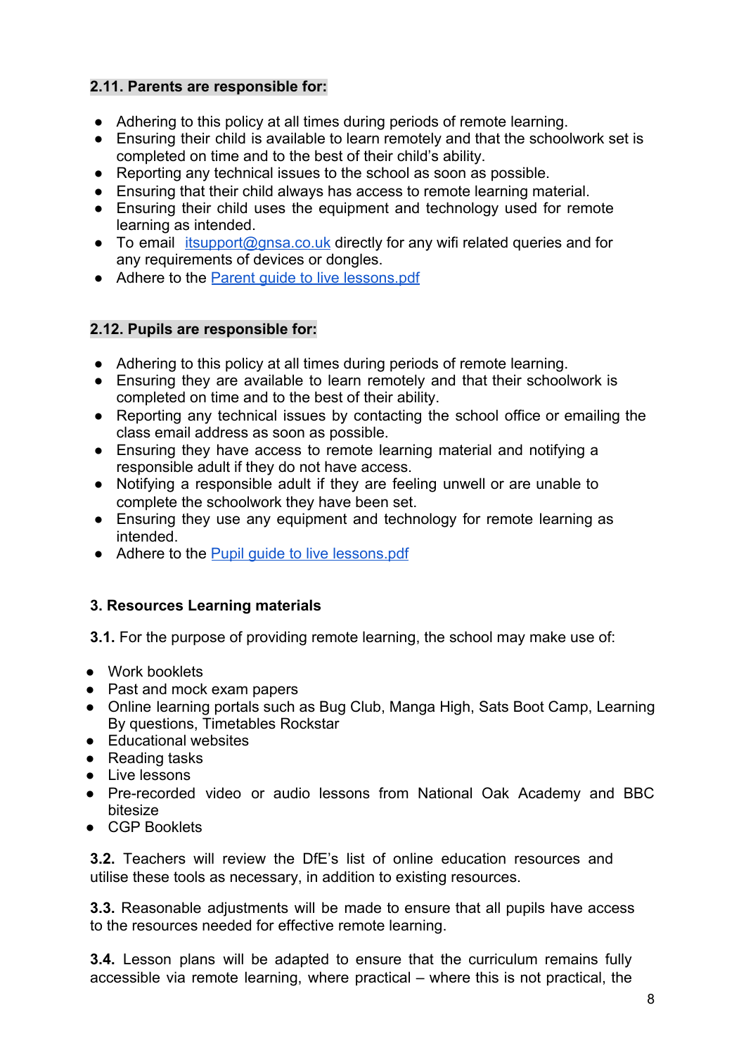**2.11. Parents are responsible for:**

- Adhering to this policy at all times during periods of remote learning.
- Ensuring their child is available to learn remotely and that the schoolwork set is completed on time and to the best of their child's ability.
- Reporting any technical issues to the school as soon as possible.
- Ensuring that their child always has access to remote learning material.
- Ensuring their child uses the equipment and technology used for remote learning as intended.
- To email [itsupport@gnsa.co.uk](mailto:itsupport@gnsa.co.uk) directly for any wifi related queries and for any requirements of devices or dongles.
- Adhere to the Parent guide to live lessons.pdf

**2.12. Pupils are responsible for:**

- Adhering to this policy at all times during periods of remote learning.
- Ensuring they are available to learn remotely and that their schoolwork is completed on time and to the best of their ability.
- Reporting any technical issues by contacting the school office or emailing the class email address as soon as possible.
- Ensuring they have access to remote learning material and notifying a responsible adult if they do not have access.
- Notifying a responsible adult if they are feeling unwell or are unable to complete the schoolwork they have been set.
- Ensuring they use any equipment and technology for remote learning as intended.
- Adhere to the Pupil guide to live lessons.pdf

**3. Resources Learning materials**

**3.1.** For the purpose of providing remote learning, the school may make use of:

- Work booklets
- Past and mock exam papers
- Online learning portals such as Bug Club, Manga High, Sats Boot Camp, Learning By questions, Timetables Rockstar
- Educational websites
- Reading tasks
- Live lessons
- Pre-recorded video or audio lessons from National Oak Academy and BBC bitesize
- CGP Booklets

**3.2.** Teachers will review the DfE's list of online education resources and utilise these tools as necessary, in addition to existing resources.

**3.3.** Reasonable adjustments will be made to ensure that all pupils have access to the resources needed for effective remote learning.

**3.4.** Lesson plans will be adapted to ensure that the curriculum remains fully accessible via remote learning, where practical – where this is not practical, the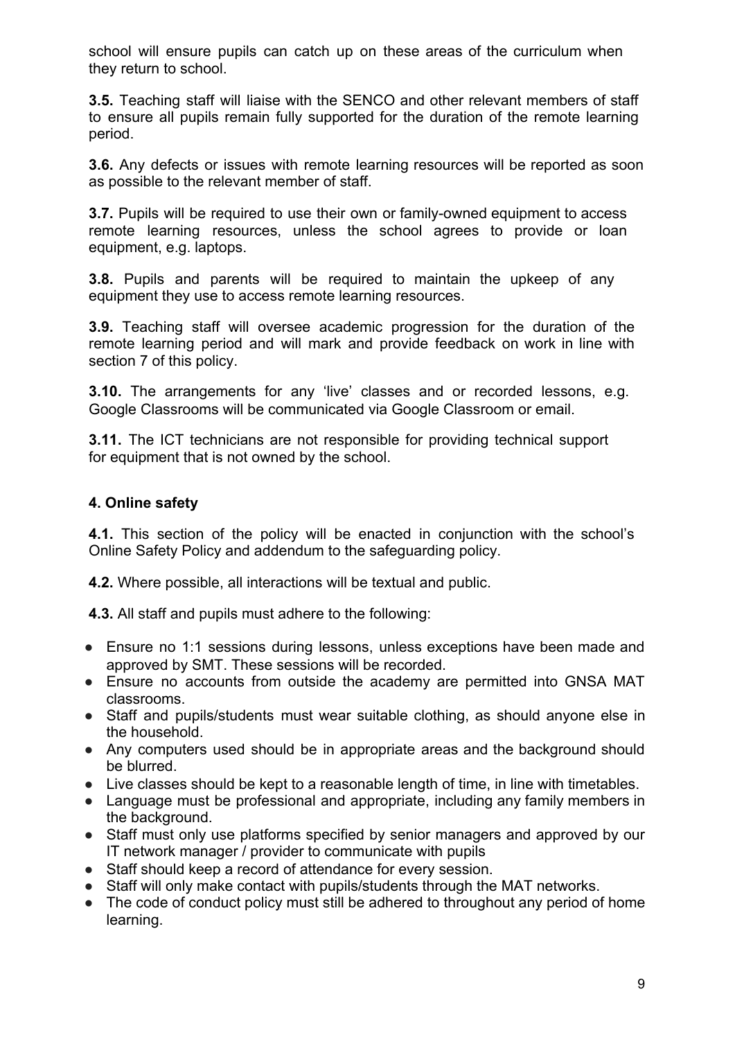school will ensure pupils can catch up on these areas of the curriculum when they return to school.

**3.5.** Teaching staff will liaise with the SENCO and other relevant members of staff to ensure all pupils remain fully supported for the duration of the remote learning period.

**3.6.** Any defects or issues with remote learning resources will be reported as soon as possible to the relevant member of staff.

**3.7.** Pupils will be required to use their own or family-owned equipment to access remote learning resources, unless the school agrees to provide or loan equipment, e.g. laptops.

**3.8.** Pupils and parents will be required to maintain the upkeep of any equipment they use to access remote learning resources.

**3.9.** Teaching staff will oversee academic progression for the duration of the remote learning period and will mark and provide feedback on work in line with section 7 of this policy.

**3.10.** The arrangements for any 'live' classes and or recorded lessons, e.g. Google Classrooms will be communicated via Google Classroom or email.

**3.11.** The ICT technicians are not responsible for providing technical support for equipment that is not owned by the school.

## 4. Online safety

**4.1.** This section of the policy will be enacted in conjunction with the school's Online Safety Policy and addendum to the safeguarding policy.

**4.2.** Where possible, all interactions will be textual and public.

**4.3.** All staff and pupils must adhere to the following:

- Ensure no 1:1 sessions during lessons, unless exceptions have been made and approved by SMT. These sessions will be recorded.
- Ensure no accounts from outside the academy are permitted into GNSA MAT classrooms.
- Staff and pupils/students must wear suitable clothing, as should anyone else in the household.
- Any computers used should be in appropriate areas and the background should be blurred.
- Live classes should be kept to a reasonable length of time, in line with timetables.
- Language must be professional and appropriate, including any family members in the background.
- Staff must only use platforms specified by senior managers and approved by our IT network manager / provider to communicate with pupils
- Staff should keep a record of attendance for every session.
- Staff will only make contact with pupils/students through the MAT networks.
- The code of conduct policy must still be adhered to throughout any period of home learning.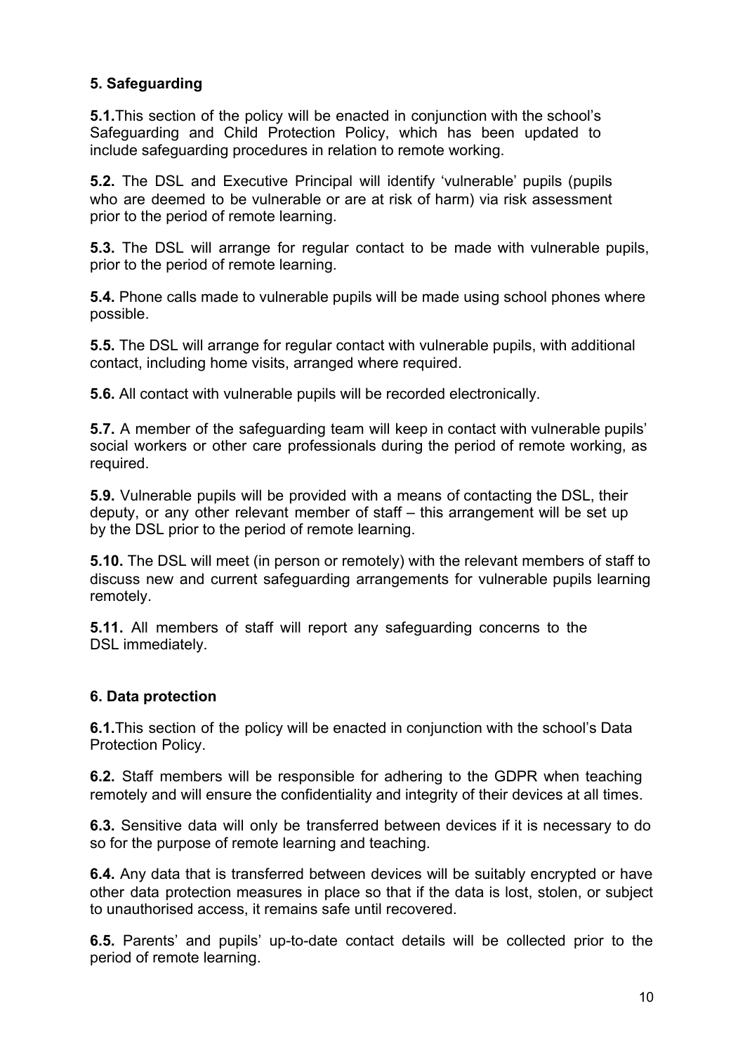## 5. Safeguarding

**5.1.** This section of the policy will be enacted in conjunction with the school's Safeguarding and Child Protection Policy, which has been updated to include safeguarding procedures in relation to remote working.

**5.2.** The DSL and Executive Principal will identify 'vulnerable' pupils (pupils who are deemed to be vulnerable or are at risk of harm) via risk assessment prior to the period of remote learning.

**5.3.** The DSL will arrange for regular contact to be made with vulnerable pupils, prior to the period of remote learning.

**5.4.** Phone calls made to vulnerable pupils will be made using school phones where possible.

**5.5.** The DSL will arrange for regular contact with vulnerable pupils, with additional contact, including home visits, arranged where required.

**5.6.** All contact with vulnerable pupils will be recorded electronically.

**5.7.** A member of the safeguarding team will keep in contact with vulnerable pupils' social workers or other care professionals during the period of remote working, as required.

**5.9.** Vulnerable pupils will be provided with a means of contacting the DSL, their deputy, or any other relevant member of staff – this arrangement will be set up by the DSL prior to the period of remote learning.

**5.10.** The DSL will meet (in person or remotely) with the relevant members of staff to discuss new and current safeguarding arrangements for vulnerable pupils learning remotely.

**5.11.** All members of staff will report any safeguarding concerns to the DSL immediately.

## 6. Data protection

**6.1.** This section of the policy will be enacted in conjunction with the school's Data Protection Policy.

**6.2.** Staff members will be responsible for adhering to the GDPR when teaching remotely and will ensure the confidentiality and integrity of their devices at all times.

**6.3.** Sensitive data will only be transferred between devices if it is necessary to do so for the purpose of remote learning and teaching.

**6.4.** Any data that is transferred between devices will be suitably encrypted or have other data protection measures in place so that if the data is lost, stolen, or subject to unauthorised access, it remains safe until recovered.

**6.5.** Parents' and pupils' up-to-date contact details will be collected prior to the period of remote learning.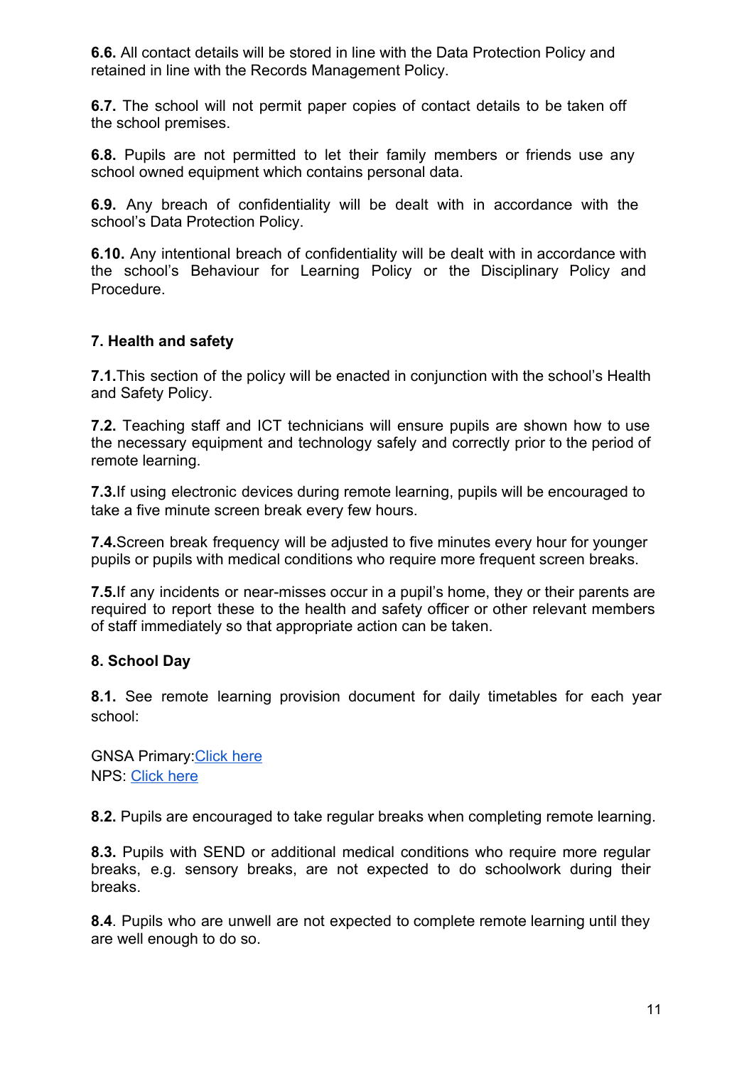**6.6.** All contact details will be stored in line with the Data Protection Policy and retained in line with the Records Management Policy.

**6.7.** The school will not permit paper copies of contact details to be taken off the school premises.

**6.8.** Pupils are not permitted to let their family members or friends use any school owned equipment which contains personal data.

**6.9.** Any breach of confidentiality will be dealt with in accordance with the school's Data Protection Policy.

**6.10.** Any intentional breach of confidentiality will be dealt with in accordance with the school's Behaviour for Learning Policy or the Disciplinary Policy and Procedure.

## 7. Health and safety

**7.1.**This section of the policy will be enacted in conjunction with the school's Health and Safety Policy.

**7.2.** Teaching staff and ICT technicians will ensure pupils are shown how to use the necessary equipment and technology safely and correctly prior to the period of remote learning.

**7.3.**If using electronic devices during remote learning, pupils will be encouraged to take a five minute screen break every few hours.

**7.4.**Screen break frequency will be adjusted to five minutes every hour for younger pupils or pupils with medical conditions who require more frequent screen breaks.

**7.5.**If any incidents or near-misses occur in a pupil's home, they or their parents are required to report these to the health and safety officer or other relevant members of staff immediately so that appropriate action can be taken.

## 8. School Day

**8.1.** See remote learning provision document for daily timetables for each year school:

GNSA Primary:Click here
NPS: Click here

**8.2.** Pupils are encouraged to take regular breaks when completing remote learning.

**8.3.** Pupils with SEND or additional medical conditions who require more regular breaks, e.g. sensory breaks, are not expected to do schoolwork during their breaks.

**8.4**. Pupils who are unwell are not expected to complete remote learning until they are well enough to do so.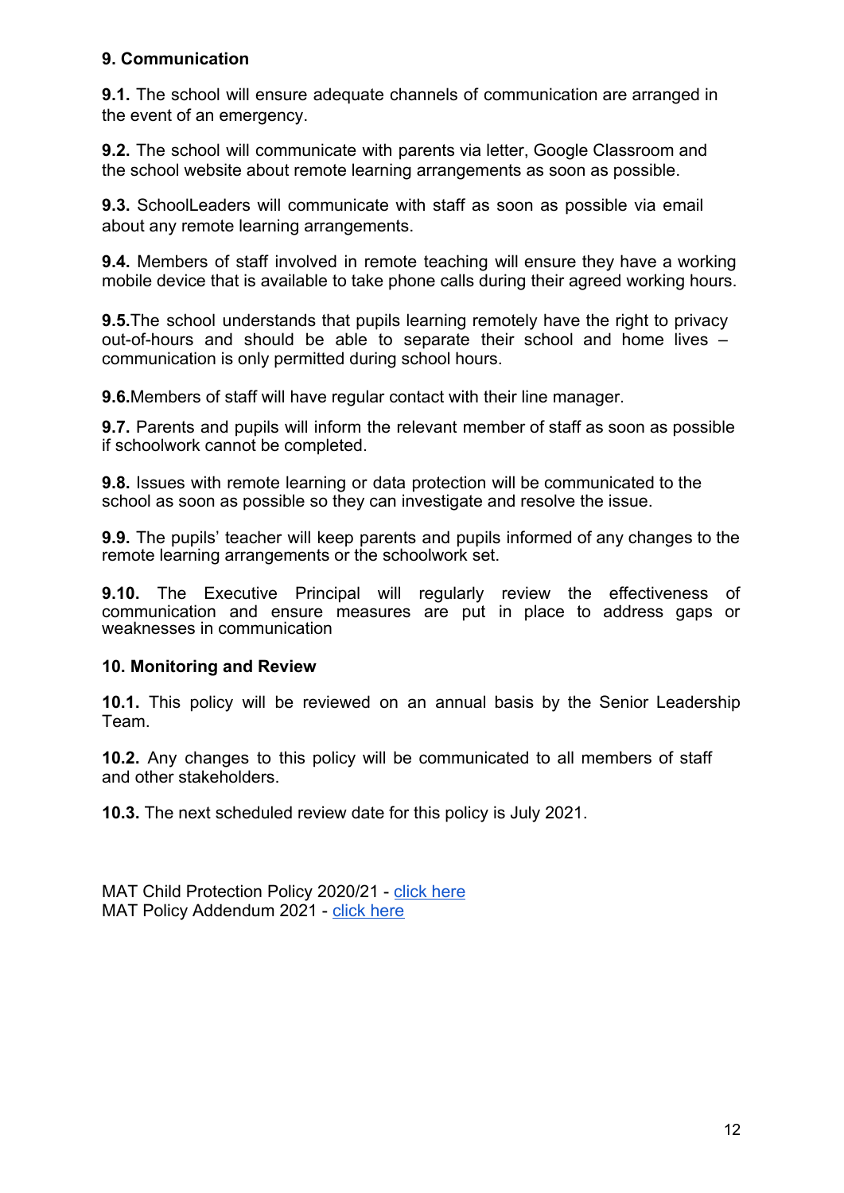**9. Communication**

**9.1.** The school will ensure adequate channels of communication are arranged in the event of an emergency.

**9.2.** The school will communicate with parents via letter, Google Classroom and the school website about remote learning arrangements as soon as possible.

**9.3.** SchoolLeaders will communicate with staff as soon as possible via email about any remote learning arrangements.

**9.4.** Members of staff involved in remote teaching will ensure they have a working mobile device that is available to take phone calls during their agreed working hours.

**9.5.**The school understands that pupils learning remotely have the right to privacy out-of-hours and should be able to separate their school and home lives – communication is only permitted during school hours.

**9.6.**Members of staff will have regular contact with their line manager.

**9.7.** Parents and pupils will inform the relevant member of staff as soon as possible if schoolwork cannot be completed.

**9.8.** Issues with remote learning or data protection will be communicated to the school as soon as possible so they can investigate and resolve the issue.

**9.9.** The pupils' teacher will keep parents and pupils informed of any changes to the remote learning arrangements or the schoolwork set.

**9.10.** The Executive Principal will regularly review the effectiveness of communication and ensure measures are put in place to address gaps or weaknesses in communication

**10. Monitoring and Review**

**10.1.** This policy will be reviewed on an annual basis by the Senior Leadership Team.

**10.2.** Any changes to this policy will be communicated to all members of staff and other stakeholders.

**10.3.** The next scheduled review date for this policy is July 2021.

MAT Child Protection Policy 2020/21 - click here
MAT Policy Addendum 2021 - click here